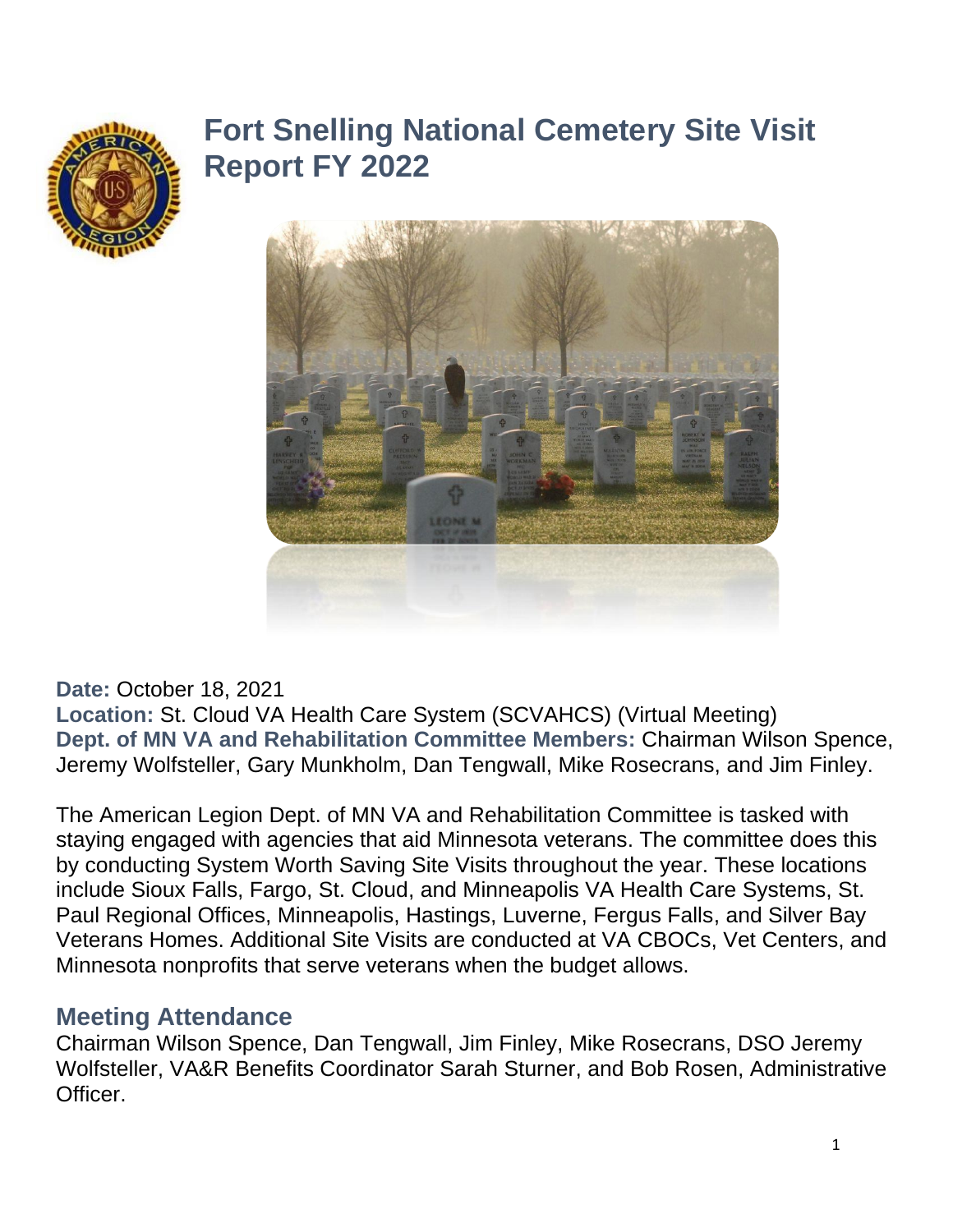# Fort Snelling National Cemetery Site Visit Report FY 2022

**Date:** October 18, 2021
**Location:** St. Cloud VA Health Care System (SCVAHCS) (Virtual Meeting)
**Dept. of MN VA and Rehabilitation Committee Members:** Chairman Wilson Spence, Jeremy Wolfsteller, Gary Munkholm, Dan Tengwall, Mike Rosecrans, and Jim Finley.

The American Legion Dept. of MN VA and Rehabilitation Committee is tasked with staying engaged with agencies that aid Minnesota veterans. The committee does this by conducting System Worth Saving Site Visits throughout the year. These locations include Sioux Falls, Fargo, St. Cloud, and Minneapolis VA Health Care Systems, St. Paul Regional Offices, Minneapolis, Hastings, Luverne, Fergus Falls, and Silver Bay Veterans Homes. Additional Site Visits are conducted at VA CBOCs, Vet Centers, and Minnesota nonprofits that serve veterans when the budget allows.

## Meeting Attendance

Chairman Wilson Spence, Dan Tengwall, Jim Finley, Mike Rosecrans, DSO Jeremy Wolfsteller, VA&R Benefits Coordinator Sarah Sturner, and Bob Rosen, Administrative Officer.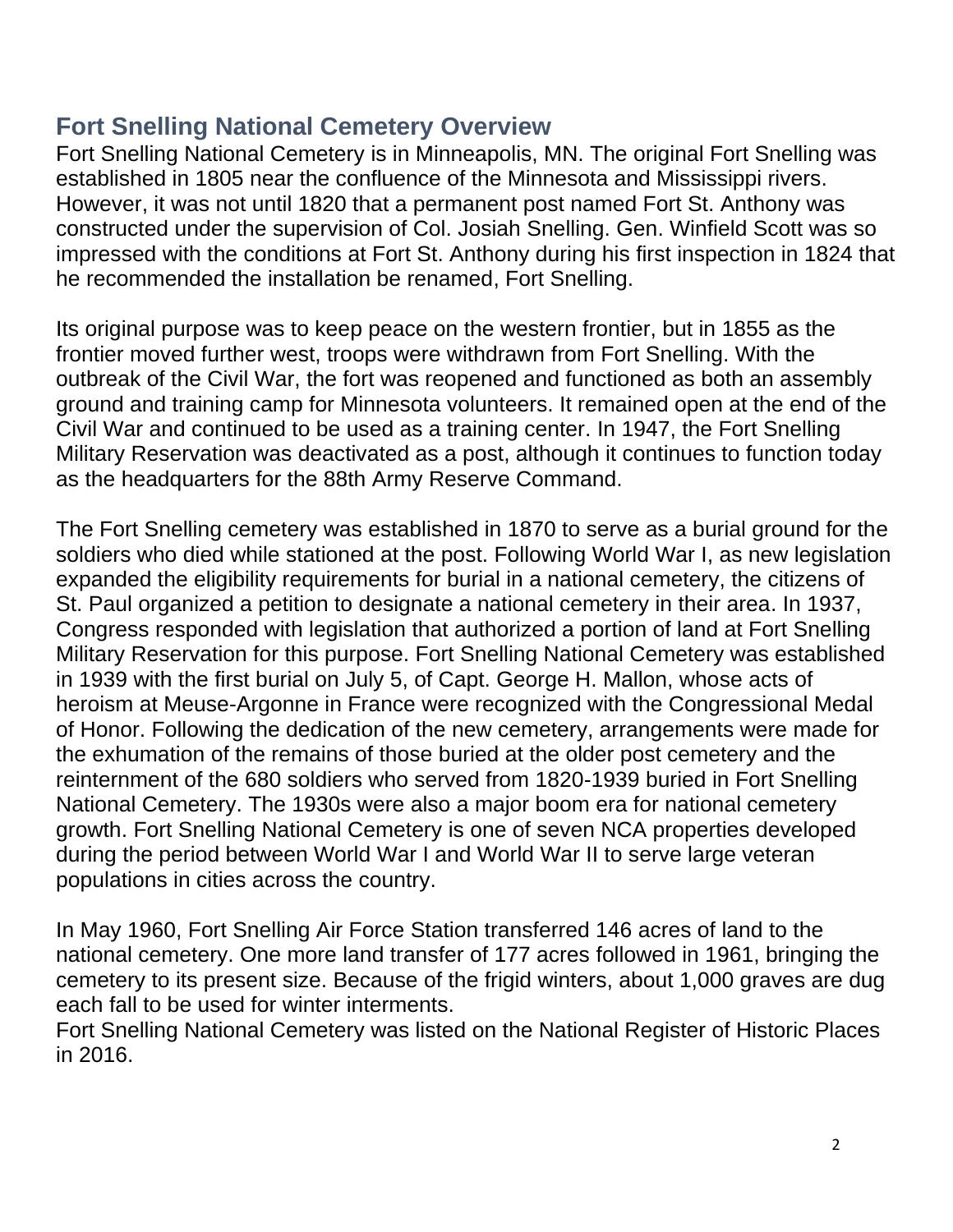## Fort Snelling National Cemetery Overview

Fort Snelling National Cemetery is in Minneapolis, MN. The original Fort Snelling was established in 1805 near the confluence of the Minnesota and Mississippi rivers. However, it was not until 1820 that a permanent post named Fort St. Anthony was constructed under the supervision of Col. Josiah Snelling. Gen. Winfield Scott was so impressed with the conditions at Fort St. Anthony during his first inspection in 1824 that he recommended the installation be renamed, Fort Snelling.

Its original purpose was to keep peace on the western frontier, but in 1855 as the frontier moved further west, troops were withdrawn from Fort Snelling. With the outbreak of the Civil War, the fort was reopened and functioned as both an assembly ground and training camp for Minnesota volunteers. It remained open at the end of the Civil War and continued to be used as a training center. In 1947, the Fort Snelling Military Reservation was deactivated as a post, although it continues to function today as the headquarters for the 88th Army Reserve Command.

The Fort Snelling cemetery was established in 1870 to serve as a burial ground for the soldiers who died while stationed at the post. Following World War I, as new legislation expanded the eligibility requirements for burial in a national cemetery, the citizens of St. Paul organized a petition to designate a national cemetery in their area. In 1937, Congress responded with legislation that authorized a portion of land at Fort Snelling Military Reservation for this purpose. Fort Snelling National Cemetery was established in 1939 with the first burial on July 5, of Capt. George H. Mallon, whose acts of heroism at Meuse-Argonne in France were recognized with the Congressional Medal of Honor. Following the dedication of the new cemetery, arrangements were made for the exhumation of the remains of those buried at the older post cemetery and the reinternment of the 680 soldiers who served from 1820-1939 buried in Fort Snelling National Cemetery. The 1930s were also a major boom era for national cemetery growth. Fort Snelling National Cemetery is one of seven NCA properties developed during the period between World War I and World War II to serve large veteran populations in cities across the country.

In May 1960, Fort Snelling Air Force Station transferred 146 acres of land to the national cemetery. One more land transfer of 177 acres followed in 1961, bringing the cemetery to its present size. Because of the frigid winters, about 1,000 graves are dug each fall to be used for winter interments.

Fort Snelling National Cemetery was listed on the National Register of Historic Places in 2016.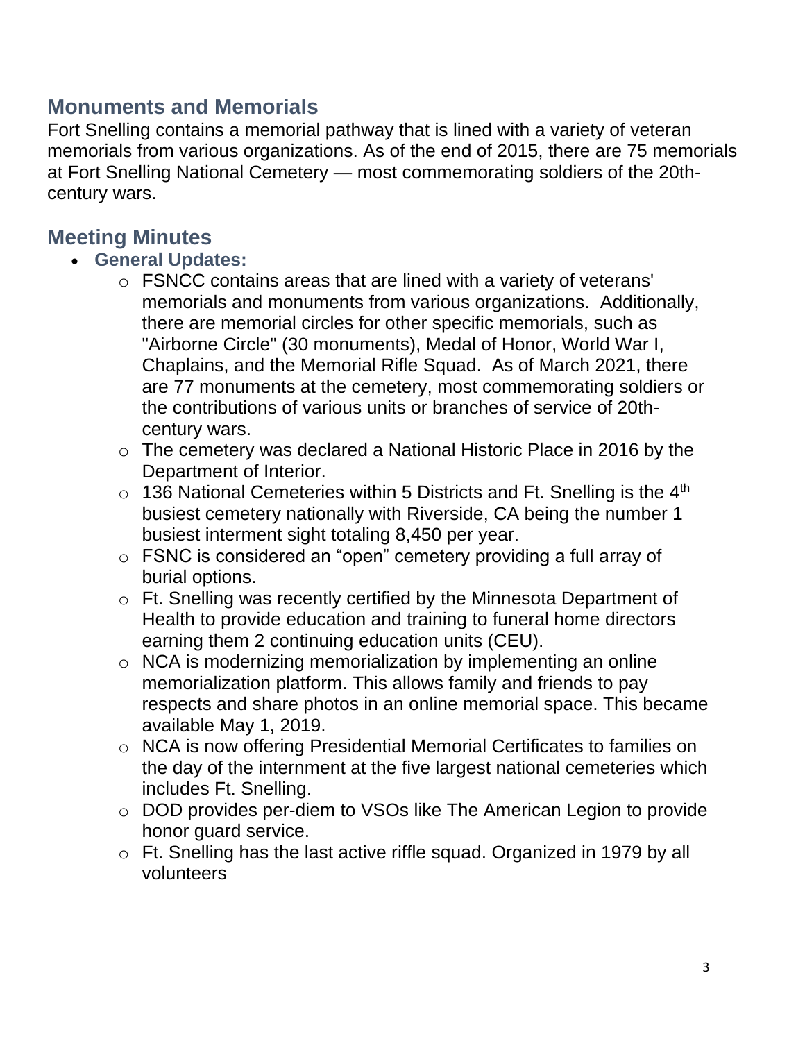## Monuments and Memorials

Fort Snelling contains a memorial pathway that is lined with a variety of veteran memorials from various organizations. As of the end of 2015, there are 75 memorials at Fort Snelling National Cemetery — most commemorating soldiers of the 20th-century wars.

## Meeting Minutes

- **General Updates:**
  - FSNCC contains areas that are lined with a variety of veterans' memorials and monuments from various organizations. Additionally, there are memorial circles for other specific memorials, such as "Airborne Circle" (30 monuments), Medal of Honor, World War I, Chaplains, and the Memorial Rifle Squad. As of March 2021, there are 77 monuments at the cemetery, most commemorating soldiers or the contributions of various units or branches of service of 20th-century wars.
  - The cemetery was declared a National Historic Place in 2016 by the Department of Interior.
  - 136 National Cemeteries within 5 Districts and Ft. Snelling is the 4th busiest cemetery nationally with Riverside, CA being the number 1 busiest interment sight totaling 8,450 per year.
  - FSNC is considered an "open" cemetery providing a full array of burial options.
  - Ft. Snelling was recently certified by the Minnesota Department of Health to provide education and training to funeral home directors earning them 2 continuing education units (CEU).
  - NCA is modernizing memorialization by implementing an online memorialization platform. This allows family and friends to pay respects and share photos in an online memorial space. This became available May 1, 2019.
  - NCA is now offering Presidential Memorial Certificates to families on the day of the internment at the five largest national cemeteries which includes Ft. Snelling.
  - DOD provides per-diem to VSOs like The American Legion to provide honor guard service.
  - Ft. Snelling has the last active riffle squad. Organized in 1979 by all volunteers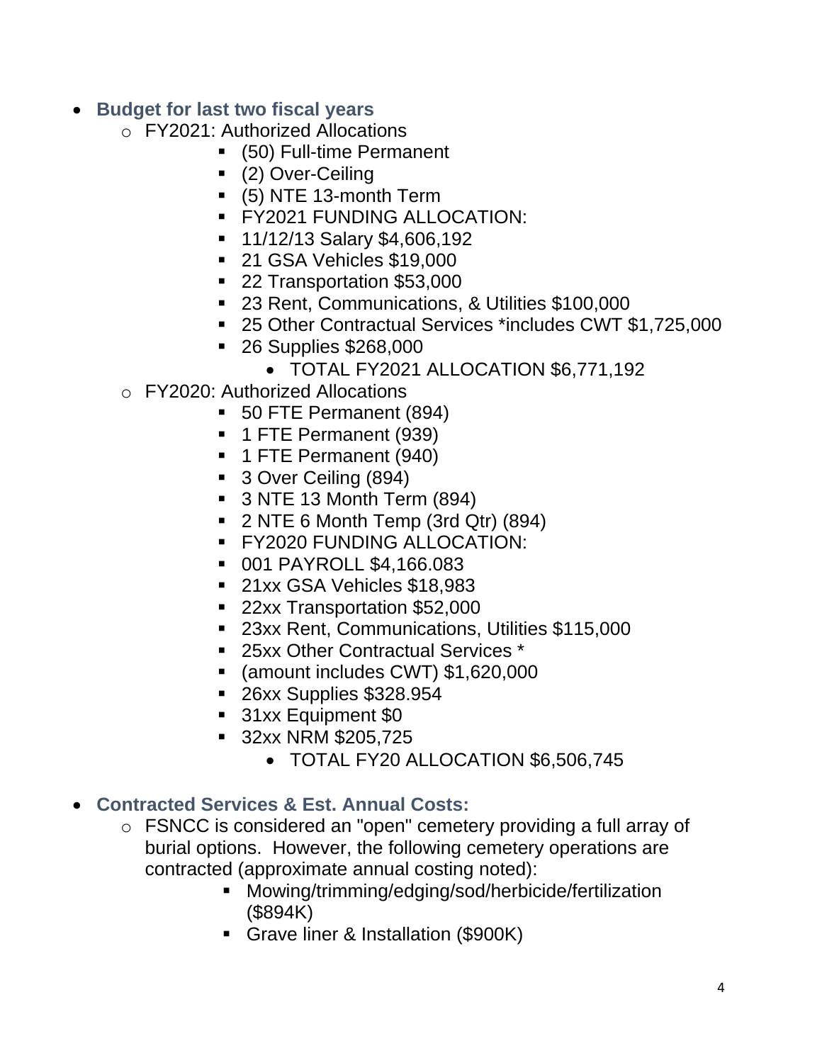- **Budget for last two fiscal years**
  - FY2021: Authorized Allocations
    - (50) Full-time Permanent
    - (2) Over-Ceiling
    - (5) NTE 13-month Term
    - FY2021 FUNDING ALLOCATION:
    - 11/12/13 Salary $4,606,192
    - 21 GSA Vehicles $19,000
    - 22 Transportation $53,000
    - 23 Rent, Communications, & Utilities $100,000
    - 25 Other Contractual Services *includes CWT $1,725,000
    - 26 Supplies $268,000
      - TOTAL FY2021 ALLOCATION $6,771,192
  - FY2020: Authorized Allocations
    - 50 FTE Permanent (894)
    - 1 FTE Permanent (939)
    - 1 FTE Permanent (940)
    - 3 Over Ceiling (894)
    - 3 NTE 13 Month Term (894)
    - 2 NTE 6 Month Temp (3rd Qtr) (894)
    - FY2020 FUNDING ALLOCATION:
    - 001 PAYROLL $4,166.083
    - 21xx GSA Vehicles $18,983
    - 22xx Transportation $52,000
    - 23xx Rent, Communications, Utilities $115,000
    - 25xx Other Contractual Services *
    - (amount includes CWT) $1,620,000
    - 26xx Supplies $328.954
    - 31xx Equipment $0
    - 32xx NRM $205,725
      - TOTAL FY20 ALLOCATION $6,506,745

- **Contracted Services & Est. Annual Costs:**
  - FSNCC is considered an "open" cemetery providing a full array of burial options. However, the following cemetery operations are contracted (approximate annual costing noted):
    - Mowing/trimming/edging/sod/herbicide/fertilization ($894K)
    - Grave liner & Installation ($900K)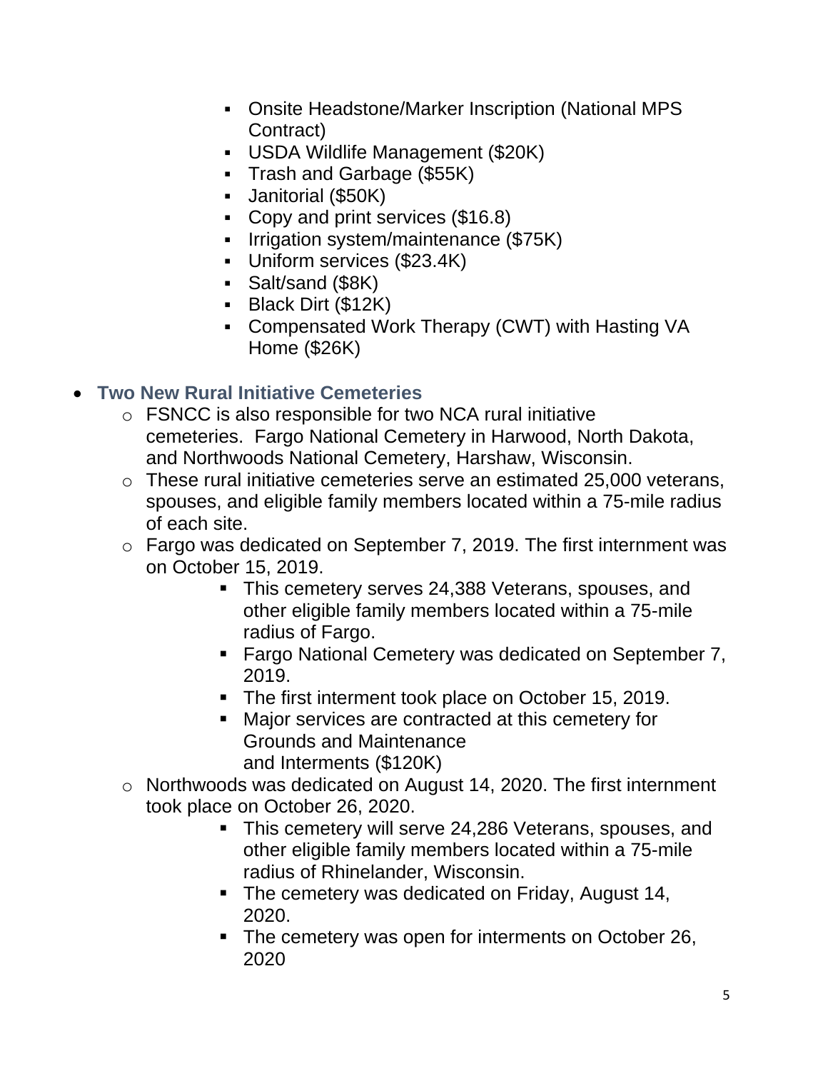- Onsite Headstone/Marker Inscription (National MPS Contract)
        - USDA Wildlife Management ($20K)
        - Trash and Garbage ($55K)
        - Janitorial ($50K)
        - Copy and print services ($16.8)
        - Irrigation system/maintenance ($75K)
        - Uniform services ($23.4K)
        - Salt/sand ($8K)
        - Black Dirt ($12K)
        - Compensated Work Therapy (CWT) with Hasting VA Home ($26K)

- **Two New Rural Initiative Cemeteries**
    - FSNCC is also responsible for two NCA rural initiative cemeteries. Fargo National Cemetery in Harwood, North Dakota, and Northwoods National Cemetery, Harshaw, Wisconsin.
    - These rural initiative cemeteries serve an estimated 25,000 veterans, spouses, and eligible family members located within a 75-mile radius of each site.
    - Fargo was dedicated on September 7, 2019. The first internment was on October 15, 2019.
        - This cemetery serves 24,388 Veterans, spouses, and other eligible family members located within a 75-mile radius of Fargo.
        - Fargo National Cemetery was dedicated on September 7, 2019.
        - The first interment took place on October 15, 2019.
        - Major services are contracted at this cemetery for Grounds and Maintenance and Interments ($120K)
    - Northwoods was dedicated on August 14, 2020. The first internment took place on October 26, 2020.
        - This cemetery will serve 24,286 Veterans, spouses, and other eligible family members located within a 75-mile radius of Rhinelander, Wisconsin.
        - The cemetery was dedicated on Friday, August 14, 2020.
        - The cemetery was open for interments on October 26, 2020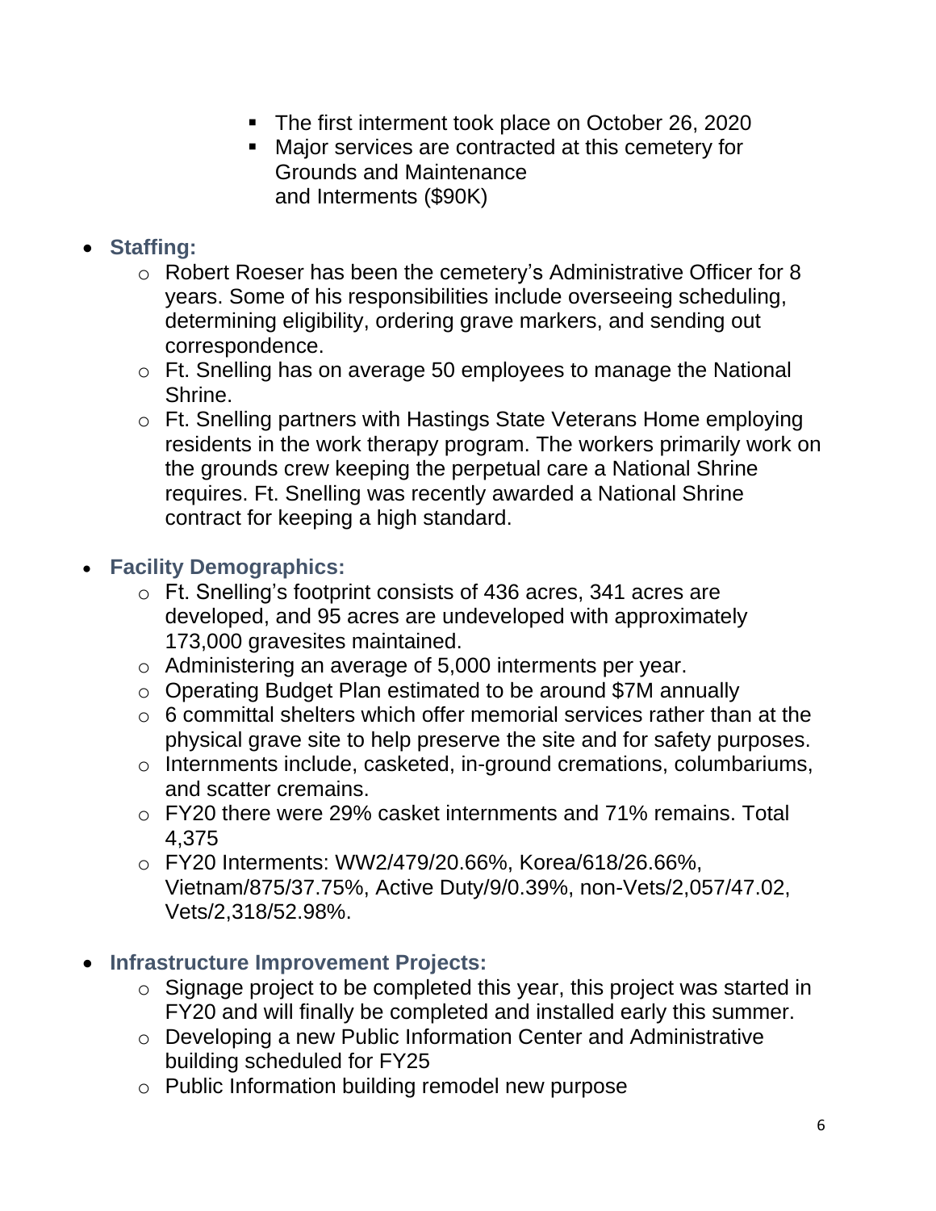- The first interment took place on October 26, 2020
  - Major services are contracted at this cemetery for Grounds and Maintenance and Interments ($90K)

- **Staffing:**
  - Robert Roeser has been the cemetery's Administrative Officer for 8 years. Some of his responsibilities include overseeing scheduling, determining eligibility, ordering grave markers, and sending out correspondence.
  - Ft. Snelling has on average 50 employees to manage the National Shrine.
  - Ft. Snelling partners with Hastings State Veterans Home employing residents in the work therapy program. The workers primarily work on the grounds crew keeping the perpetual care a National Shrine requires. Ft. Snelling was recently awarded a National Shrine contract for keeping a high standard.

- **Facility Demographics:**
  - Ft. Snelling's footprint consists of 436 acres, 341 acres are developed, and 95 acres are undeveloped with approximately 173,000 gravesites maintained.
  - Administering an average of 5,000 interments per year.
  - Operating Budget Plan estimated to be around $7M annually
  - 6 committal shelters which offer memorial services rather than at the physical grave site to help preserve the site and for safety purposes.
  - Internments include, casketed, in-ground cremations, columbariums, and scatter cremains.
  - FY20 there were 29% casket internments and 71% remains. Total 4,375
  - FY20 Interments: WW2/479/20.66%, Korea/618/26.66%, Vietnam/875/37.75%, Active Duty/9/0.39%, non-Vets/2,057/47.02, Vets/2,318/52.98%.

- **Infrastructure Improvement Projects:**
  - Signage project to be completed this year, this project was started in FY20 and will finally be completed and installed early this summer.
  - Developing a new Public Information Center and Administrative building scheduled for FY25
  - Public Information building remodel new purpose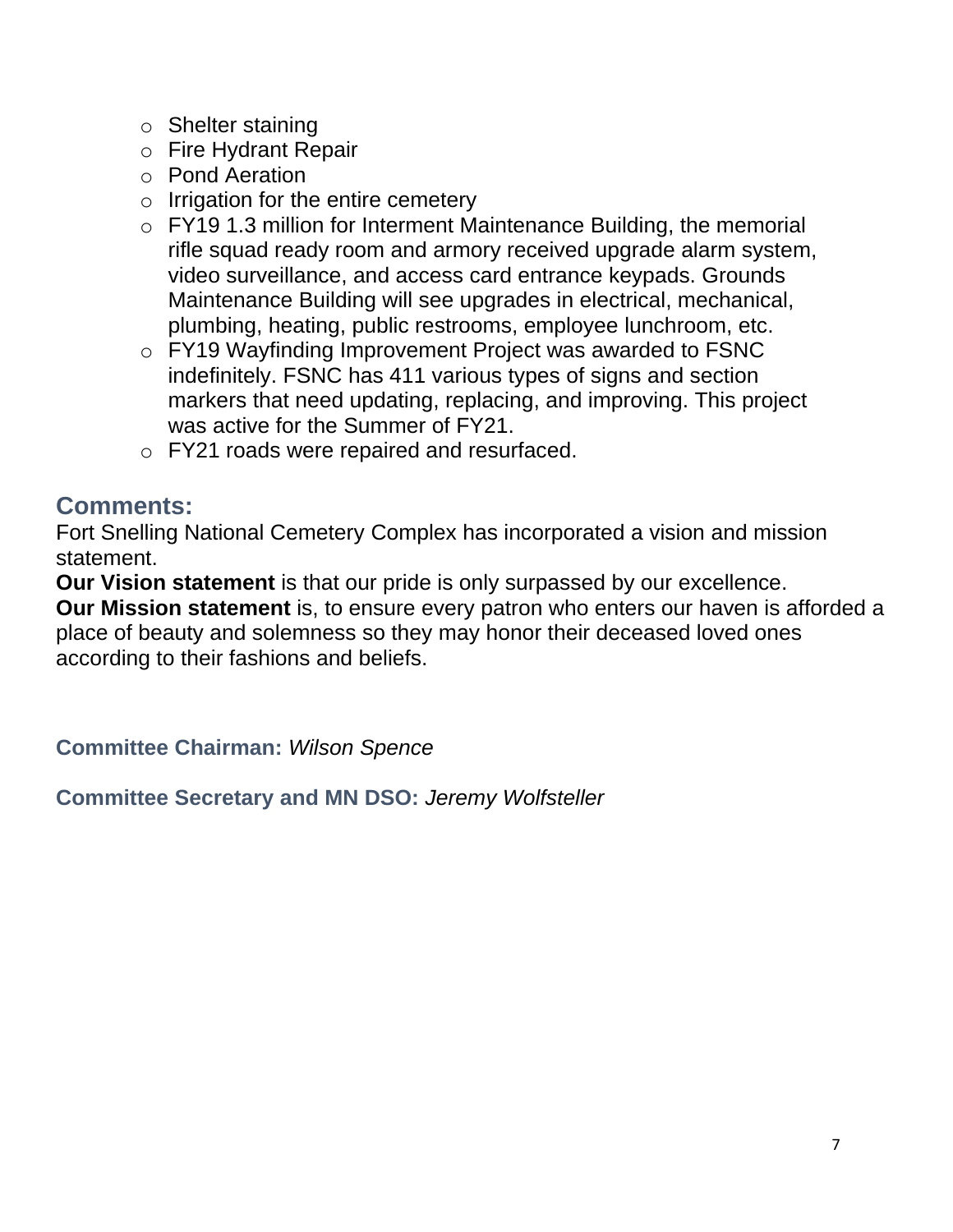- Shelter staining
- Fire Hydrant Repair
- Pond Aeration
- Irrigation for the entire cemetery
- FY19 1.3 million for Interment Maintenance Building, the memorial rifle squad ready room and armory received upgrade alarm system, video surveillance, and access card entrance keypads. Grounds Maintenance Building will see upgrades in electrical, mechanical, plumbing, heating, public restrooms, employee lunchroom, etc.
- FY19 Wayfinding Improvement Project was awarded to FSNC indefinitely. FSNC has 411 various types of signs and section markers that need updating, replacing, and improving. This project was active for the Summer of FY21.
- FY21 roads were repaired and resurfaced.

## Comments:

Fort Snelling National Cemetery Complex has incorporated a vision and mission statement.

**Our Vision statement** is that our pride is only surpassed by our excellence.

**Our Mission statement** is, to ensure every patron who enters our haven is afforded a place of beauty and solemness so they may honor their deceased loved ones according to their fashions and beliefs.

**Committee Chairman:** *Wilson Spence*

**Committee Secretary and MN DSO:** *Jeremy Wolfsteller*